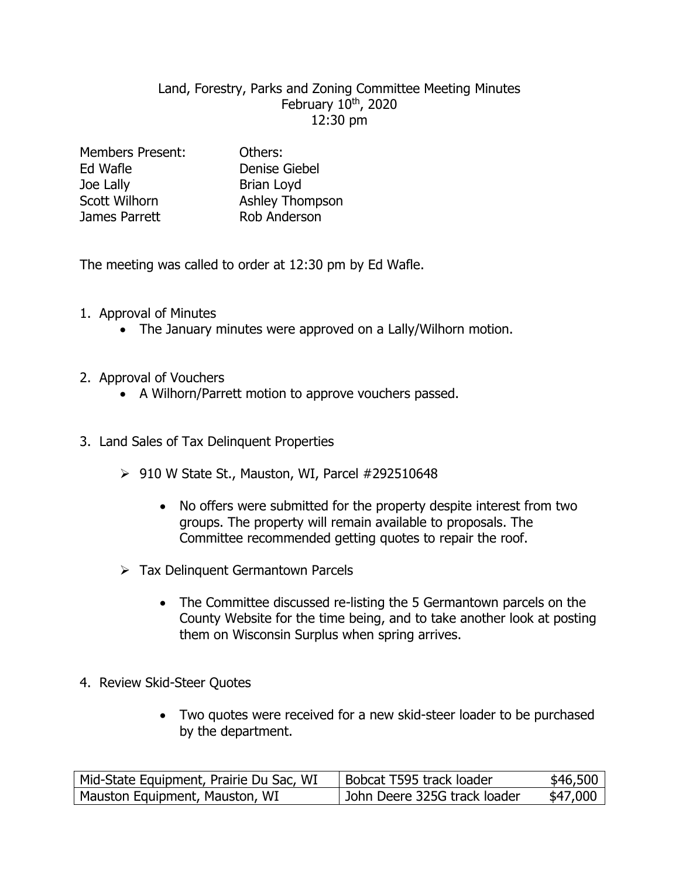Land, Forestry, Parks and Zoning Committee Meeting Minutes
February 10th, 2020
12:30 pm

| Members Present: | Others: |
|---|---|
| Ed Wafle | Denise Giebel |
| Joe Lally | Brian Loyd |
| Scott Wilhorn | Ashley Thompson |
| James Parrett | Rob Anderson |

The meeting was called to order at 12:30 pm by Ed Wafle.

1. Approval of Minutes
   - The January minutes were approved on a Lally/Wilhorn motion.

2. Approval of Vouchers
   - A Wilhorn/Parrett motion to approve vouchers passed.

3. Land Sales of Tax Delinquent Properties

   - 910 W State St., Mauston, WI, Parcel #292510648

     - No offers were submitted for the property despite interest from two groups. The property will remain available to proposals. The Committee recommended getting quotes to repair the roof.

   - Tax Delinquent Germantown Parcels

     - The Committee discussed re-listing the 5 Germantown parcels on the County Website for the time being, and to take another look at posting them on Wisconsin Surplus when spring arrives.

4. Review Skid-Steer Quotes

   - Two quotes were received for a new skid-steer loader to be purchased by the department.

| Vendor | Equipment | Price |
|---|---|---|
| Mid-State Equipment, Prairie Du Sac, WI | Bobcat T595 track loader | $46,500 |
| Mauston Equipment, Mauston, WI | John Deere 325G track loader | $47,000 |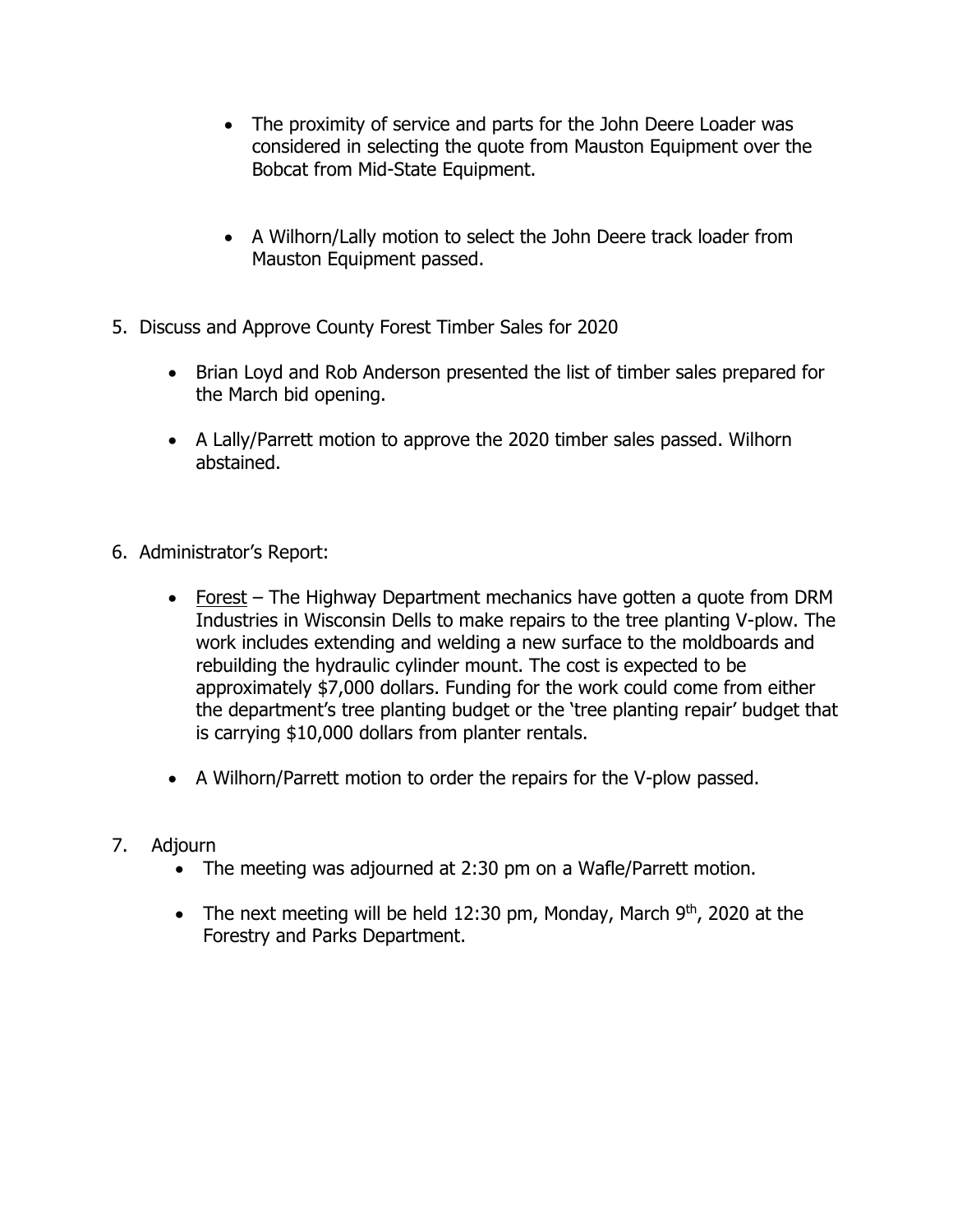- The proximity of service and parts for the John Deere Loader was considered in selecting the quote from Mauston Equipment over the Bobcat from Mid-State Equipment.

- A Wilhorn/Lally motion to select the John Deere track loader from Mauston Equipment passed.

5. Discuss and Approve County Forest Timber Sales for 2020

   - Brian Loyd and Rob Anderson presented the list of timber sales prepared for the March bid opening.

   - A Lally/Parrett motion to approve the 2020 timber sales passed. Wilhorn abstained.

6. Administrator's Report:

   - Forest – The Highway Department mechanics have gotten a quote from DRM Industries in Wisconsin Dells to make repairs to the tree planting V-plow. The work includes extending and welding a new surface to the moldboards and rebuilding the hydraulic cylinder mount. The cost is expected to be approximately $7,000 dollars. Funding for the work could come from either the department's tree planting budget or the 'tree planting repair' budget that is carrying $10,000 dollars from planter rentals.

   - A Wilhorn/Parrett motion to order the repairs for the V-plow passed.

7. Adjourn

   - The meeting was adjourned at 2:30 pm on a Wafle/Parrett motion.

   - The next meeting will be held 12:30 pm, Monday, March 9th, 2020 at the Forestry and Parks Department.